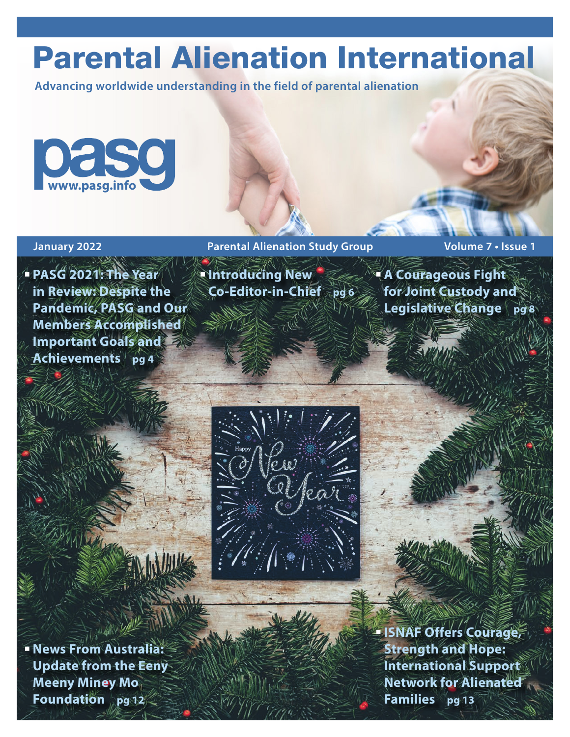# Parental Alienation International

**Advancing worldwide understanding in the field of parental alienation**

pasg
www.pasg.info

January 2022 | Parental Alienation Study Group | Volume 7 • Issue 1

- **PASG 2021: The Year in Review: Despite the Pandemic, PASG and Our Members Accomplished Important Goals and Achievements** pg 4
- **Introducing New Co-Editor-in-Chief** pg 6
- **A Courageous Fight for Joint Custody and Legislative Change** pg 8
- **News From Australia: Update from the Eeny Meeny Miney Mo Foundation** pg 12
- **ISNAF Offers Courage, Strength and Hope: International Support Network for Alienated Families** pg 13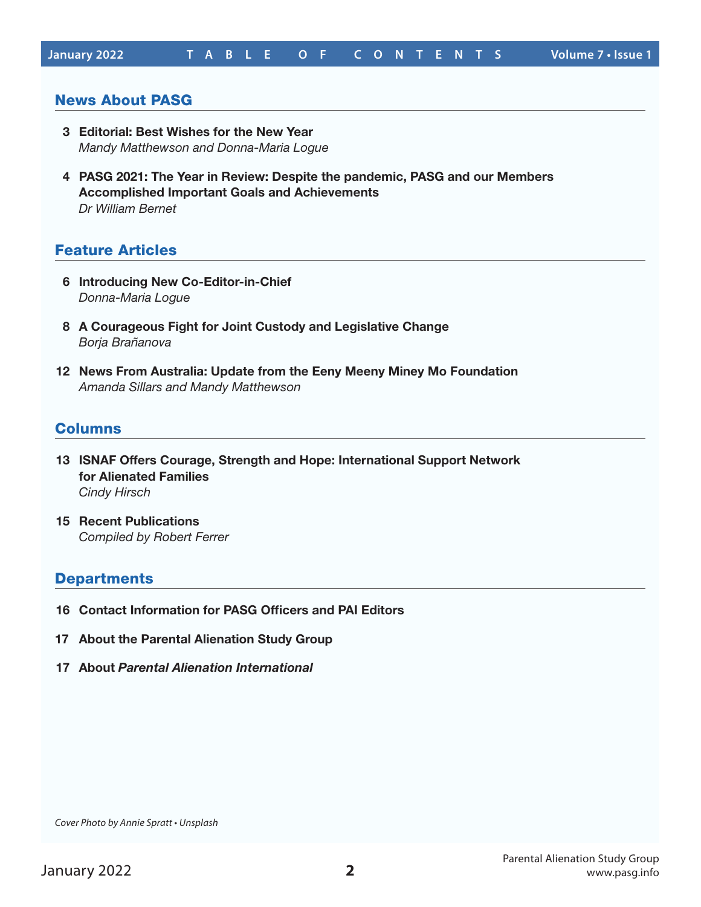# Table of Contents

## News About PASG

**3 Editorial: Best Wishes for the New Year**
*Mandy Matthewson and Donna-Maria Logue*

**4 PASG 2021: The Year in Review: Despite the pandemic, PASG and our Members Accomplished Important Goals and Achievements**
*Dr William Bernet*

## Feature Articles

**6 Introducing New Co-Editor-in-Chief**
*Donna-Maria Logue*

**8 A Courageous Fight for Joint Custody and Legislative Change**
*Borja Brañanova*

**12 News From Australia: Update from the Eeny Meeny Miney Mo Foundation**
*Amanda Sillars and Mandy Matthewson*

## Columns

**13 ISNAF Offers Courage, Strength and Hope: International Support Network for Alienated Families**
*Cindy Hirsch*

**15 Recent Publications**
*Compiled by Robert Ferrer*

## Departments

**16 Contact Information for PASG Officers and PAI Editors**

**17 About the Parental Alienation Study Group**

**17 About *Parental Alienation International***

*Cover Photo by Annie Spratt • Unsplash*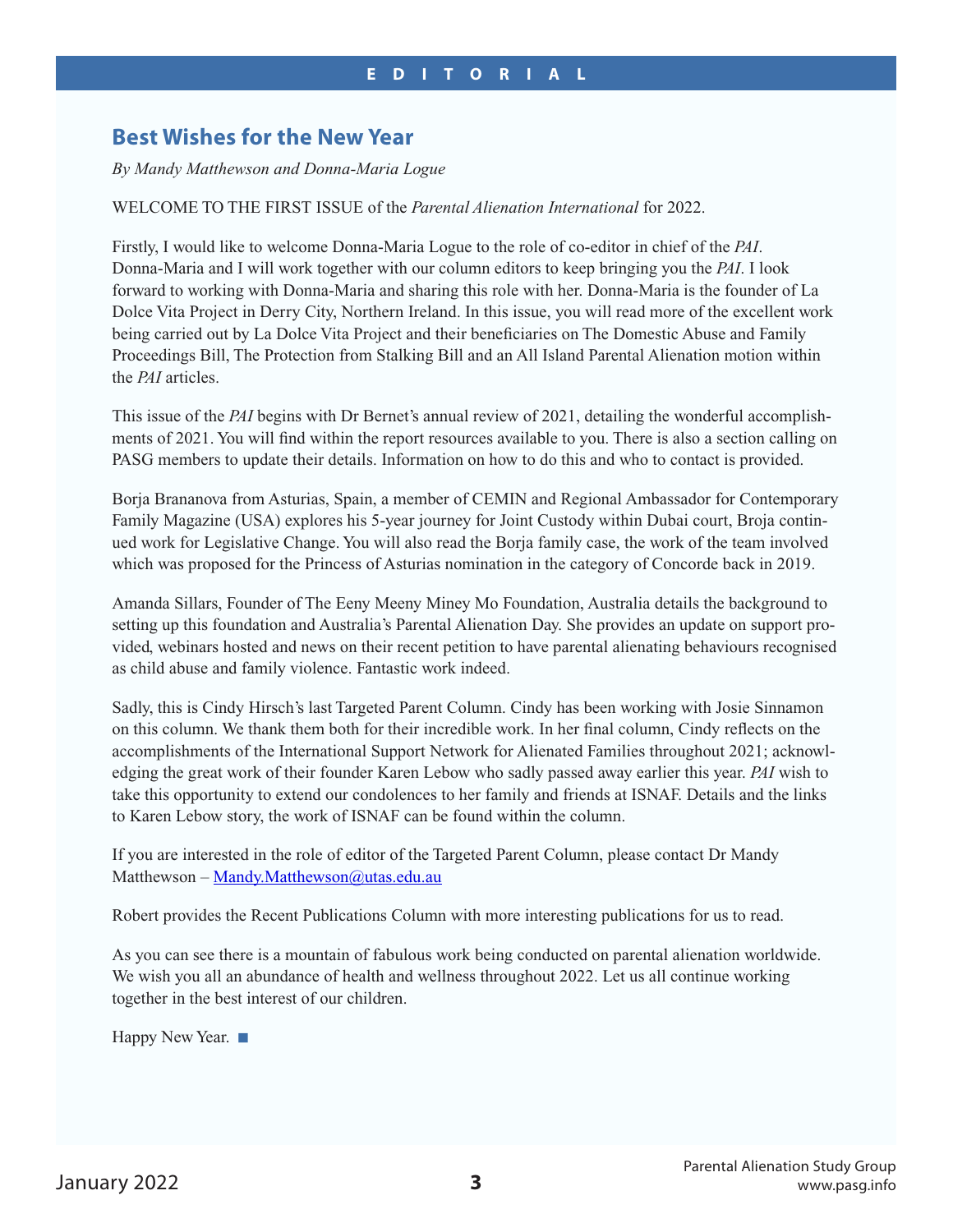EDITORIAL

## Best Wishes for the New Year

*By Mandy Matthewson and Donna-Maria Logue*

WELCOME TO THE FIRST ISSUE of the *Parental Alienation International* for 2022.

Firstly, I would like to welcome Donna-Maria Logue to the role of co-editor in chief of the *PAI*. Donna-Maria and I will work together with our column editors to keep bringing you the *PAI*. I look forward to working with Donna-Maria and sharing this role with her. Donna-Maria is the founder of La Dolce Vita Project in Derry City, Northern Ireland. In this issue, you will read more of the excellent work being carried out by La Dolce Vita Project and their beneficiaries on The Domestic Abuse and Family Proceedings Bill, The Protection from Stalking Bill and an All Island Parental Alienation motion within the *PAI* articles.

This issue of the *PAI* begins with Dr Bernet's annual review of 2021, detailing the wonderful accomplishments of 2021. You will find within the report resources available to you. There is also a section calling on PASG members to update their details. Information on how to do this and who to contact is provided.

Borja Brananova from Asturias, Spain, a member of CEMIN and Regional Ambassador for Contemporary Family Magazine (USA) explores his 5-year journey for Joint Custody within Dubai court, Broja continued work for Legislative Change. You will also read the Borja family case, the work of the team involved which was proposed for the Princess of Asturias nomination in the category of Concorde back in 2019.

Amanda Sillars, Founder of The Eeny Meeny Miney Mo Foundation, Australia details the background to setting up this foundation and Australia's Parental Alienation Day. She provides an update on support provided, webinars hosted and news on their recent petition to have parental alienating behaviours recognised as child abuse and family violence. Fantastic work indeed.

Sadly, this is Cindy Hirsch's last Targeted Parent Column. Cindy has been working with Josie Sinnamon on this column. We thank them both for their incredible work. In her final column, Cindy reflects on the accomplishments of the International Support Network for Alienated Families throughout 2021; acknowledging the great work of their founder Karen Lebow who sadly passed away earlier this year. *PAI* wish to take this opportunity to extend our condolences to her family and friends at ISNAF. Details and the links to Karen Lebow story, the work of ISNAF can be found within the column.

If you are interested in the role of editor of the Targeted Parent Column, please contact Dr Mandy Matthewson – Mandy.Matthewson@utas.edu.au

Robert provides the Recent Publications Column with more interesting publications for us to read.

As you can see there is a mountain of fabulous work being conducted on parental alienation worldwide. We wish you all an abundance of health and wellness throughout 2022. Let us all continue working together in the best interest of our children.

Happy New Year. ■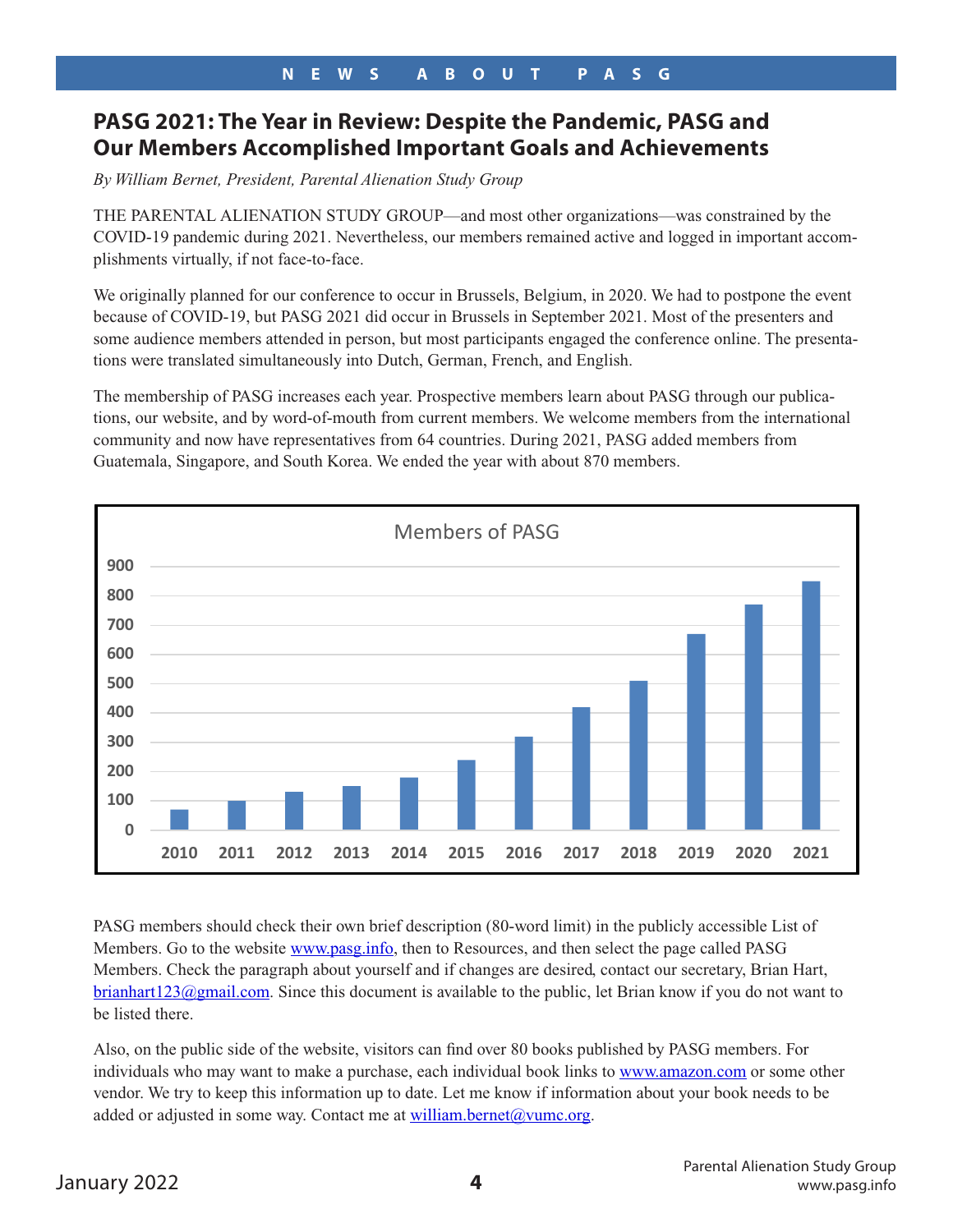NEWS ABOUT PASG

# PASG 2021: The Year in Review: Despite the Pandemic, PASG and Our Members Accomplished Important Goals and Achievements

*By William Bernet, President, Parental Alienation Study Group*

THE PARENTAL ALIENATION STUDY GROUP—and most other organizations—was constrained by the COVID-19 pandemic during 2021. Nevertheless, our members remained active and logged in important accomplishments virtually, if not face-to-face.

We originally planned for our conference to occur in Brussels, Belgium, in 2020. We had to postpone the event because of COVID-19, but PASG 2021 did occur in Brussels in September 2021. Most of the presenters and some audience members attended in person, but most participants engaged the conference online. The presentations were translated simultaneously into Dutch, German, French, and English.

The membership of PASG increases each year. Prospective members learn about PASG through our publications, our website, and by word-of-mouth from current members. We welcome members from the international community and now have representatives from 64 countries. During 2021, PASG added members from Guatemala, Singapore, and South Korea. We ended the year with about 870 members.

PASG members should check their own brief description (80-word limit) in the publicly accessible List of Members. Go to the website www.pasg.info, then to Resources, and then select the page called PASG Members. Check the paragraph about yourself and if changes are desired, contact our secretary, Brian Hart, brianhart123@gmail.com. Since this document is available to the public, let Brian know if you do not want to be listed there.

Also, on the public side of the website, visitors can find over 80 books published by PASG members. For individuals who may want to make a purchase, each individual book links to www.amazon.com or some other vendor. We try to keep this information up to date. Let me know if information about your book needs to be added or adjusted in some way. Contact me at william.bernet@vumc.org.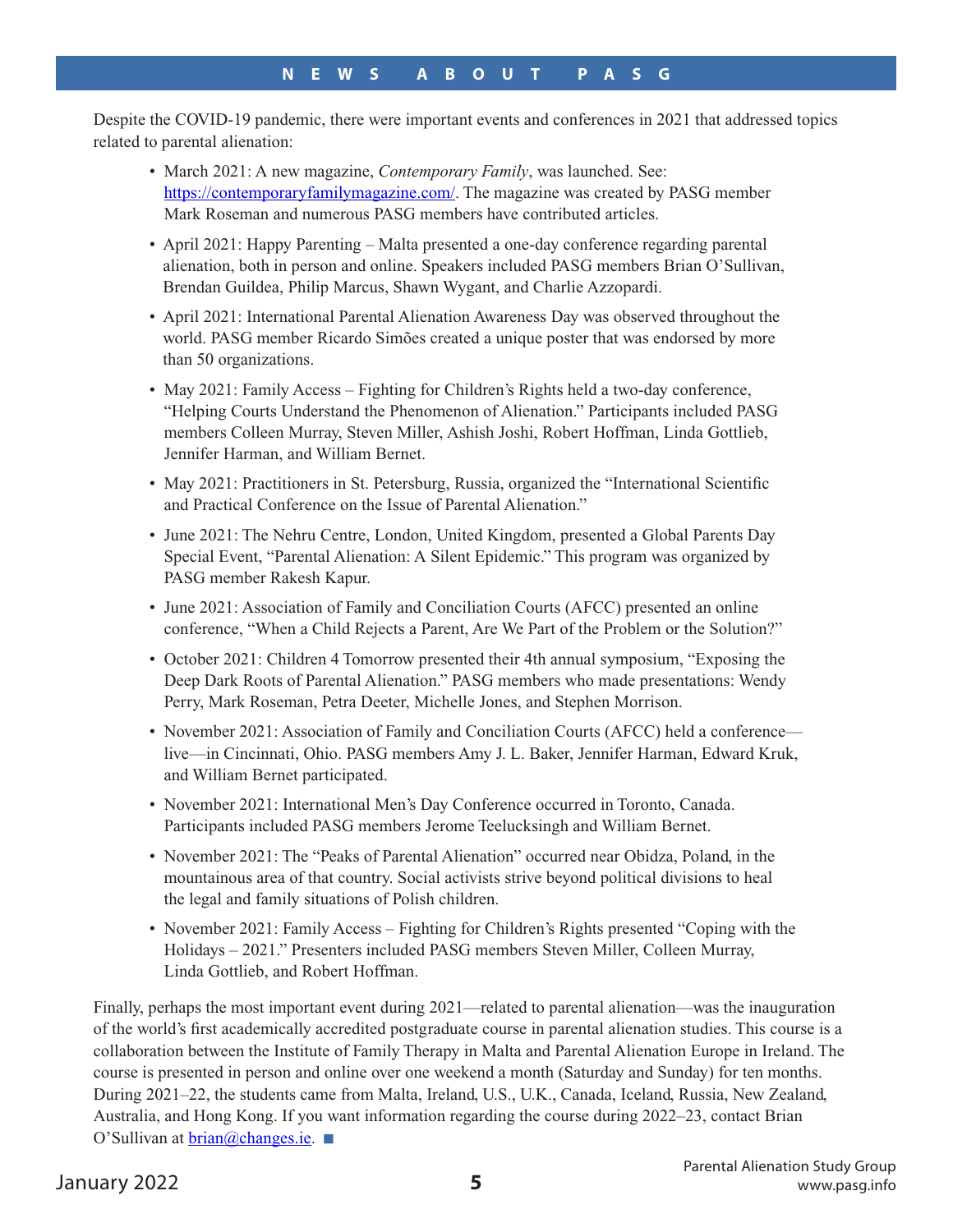## NEWS ABOUT PASG

Despite the COVID-19 pandemic, there were important events and conferences in 2021 that addressed topics related to parental alienation:

- March 2021: A new magazine, *Contemporary Family*, was launched. See: https://contemporaryfamilymagazine.com/. The magazine was created by PASG member Mark Roseman and numerous PASG members have contributed articles.
- April 2021: Happy Parenting – Malta presented a one-day conference regarding parental alienation, both in person and online. Speakers included PASG members Brian O'Sullivan, Brendan Guildea, Philip Marcus, Shawn Wygant, and Charlie Azzopardi.
- April 2021: International Parental Alienation Awareness Day was observed throughout the world. PASG member Ricardo Simões created a unique poster that was endorsed by more than 50 organizations.
- May 2021: Family Access – Fighting for Children's Rights held a two-day conference, "Helping Courts Understand the Phenomenon of Alienation." Participants included PASG members Colleen Murray, Steven Miller, Ashish Joshi, Robert Hoffman, Linda Gottlieb, Jennifer Harman, and William Bernet.
- May 2021: Practitioners in St. Petersburg, Russia, organized the "International Scientific and Practical Conference on the Issue of Parental Alienation."
- June 2021: The Nehru Centre, London, United Kingdom, presented a Global Parents Day Special Event, "Parental Alienation: A Silent Epidemic." This program was organized by PASG member Rakesh Kapur.
- June 2021: Association of Family and Conciliation Courts (AFCC) presented an online conference, "When a Child Rejects a Parent, Are We Part of the Problem or the Solution?"
- October 2021: Children 4 Tomorrow presented their 4th annual symposium, "Exposing the Deep Dark Roots of Parental Alienation." PASG members who made presentations: Wendy Perry, Mark Roseman, Petra Deeter, Michelle Jones, and Stephen Morrison.
- November 2021: Association of Family and Conciliation Courts (AFCC) held a conference—live—in Cincinnati, Ohio. PASG members Amy J. L. Baker, Jennifer Harman, Edward Kruk, and William Bernet participated.
- November 2021: International Men's Day Conference occurred in Toronto, Canada. Participants included PASG members Jerome Teelucksingh and William Bernet.
- November 2021: The "Peaks of Parental Alienation" occurred near Obidza, Poland, in the mountainous area of that country. Social activists strive beyond political divisions to heal the legal and family situations of Polish children.
- November 2021: Family Access – Fighting for Children's Rights presented "Coping with the Holidays – 2021." Presenters included PASG members Steven Miller, Colleen Murray, Linda Gottlieb, and Robert Hoffman.

Finally, perhaps the most important event during 2021—related to parental alienation—was the inauguration of the world's first academically accredited postgraduate course in parental alienation studies. This course is a collaboration between the Institute of Family Therapy in Malta and Parental Alienation Europe in Ireland. The course is presented in person and online over one weekend a month (Saturday and Sunday) for ten months. During 2021–22, the students came from Malta, Ireland, U.S., U.K., Canada, Iceland, Russia, New Zealand, Australia, and Hong Kong. If you want information regarding the course during 2022–23, contact Brian O'Sullivan at brian@changes.ie. ■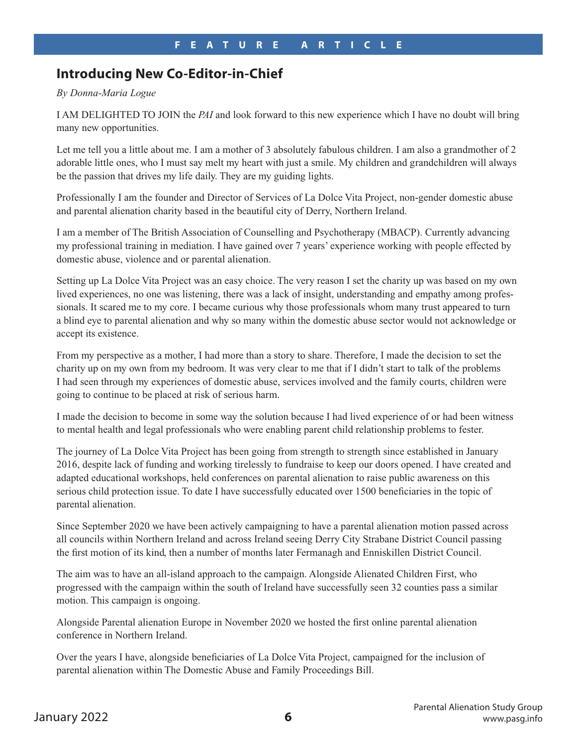FEATURE ARTICLE

## Introducing New Co-Editor-in-Chief

*By Donna-Maria Logue*

I AM DELIGHTED TO JOIN the *PAI* and look forward to this new experience which I have no doubt will bring many new opportunities.

Let me tell you a little about me. I am a mother of 3 absolutely fabulous children. I am also a grandmother of 2 adorable little ones, who I must say melt my heart with just a smile. My children and grandchildren will always be the passion that drives my life daily. They are my guiding lights.

Professionally I am the founder and Director of Services of La Dolce Vita Project, non-gender domestic abuse and parental alienation charity based in the beautiful city of Derry, Northern Ireland.

I am a member of The British Association of Counselling and Psychotherapy (MBACP). Currently advancing my professional training in mediation. I have gained over 7 years' experience working with people effected by domestic abuse, violence and or parental alienation.

Setting up La Dolce Vita Project was an easy choice. The very reason I set the charity up was based on my own lived experiences, no one was listening, there was a lack of insight, understanding and empathy among professionals. It scared me to my core. I became curious why those professionals whom many trust appeared to turn a blind eye to parental alienation and why so many within the domestic abuse sector would not acknowledge or accept its existence.

From my perspective as a mother, I had more than a story to share. Therefore, I made the decision to set the charity up on my own from my bedroom. It was very clear to me that if I didn't start to talk of the problems I had seen through my experiences of domestic abuse, services involved and the family courts, children were going to continue to be placed at risk of serious harm.

I made the decision to become in some way the solution because I had lived experience of or had been witness to mental health and legal professionals who were enabling parent child relationship problems to fester.

The journey of La Dolce Vita Project has been going from strength to strength since established in January 2016, despite lack of funding and working tirelessly to fundraise to keep our doors opened. I have created and adapted educational workshops, held conferences on parental alienation to raise public awareness on this serious child protection issue. To date I have successfully educated over 1500 beneficiaries in the topic of parental alienation.

Since September 2020 we have been actively campaigning to have a parental alienation motion passed across all councils within Northern Ireland and across Ireland seeing Derry City Strabane District Council passing the first motion of its kind, then a number of months later Fermanagh and Enniskillen District Council.

The aim was to have an all-island approach to the campaign. Alongside Alienated Children First, who progressed with the campaign within the south of Ireland have successfully seen 32 counties pass a similar motion. This campaign is ongoing.

Alongside Parental alienation Europe in November 2020 we hosted the first online parental alienation conference in Northern Ireland.

Over the years I have, alongside beneficiaries of La Dolce Vita Project, campaigned for the inclusion of parental alienation within The Domestic Abuse and Family Proceedings Bill.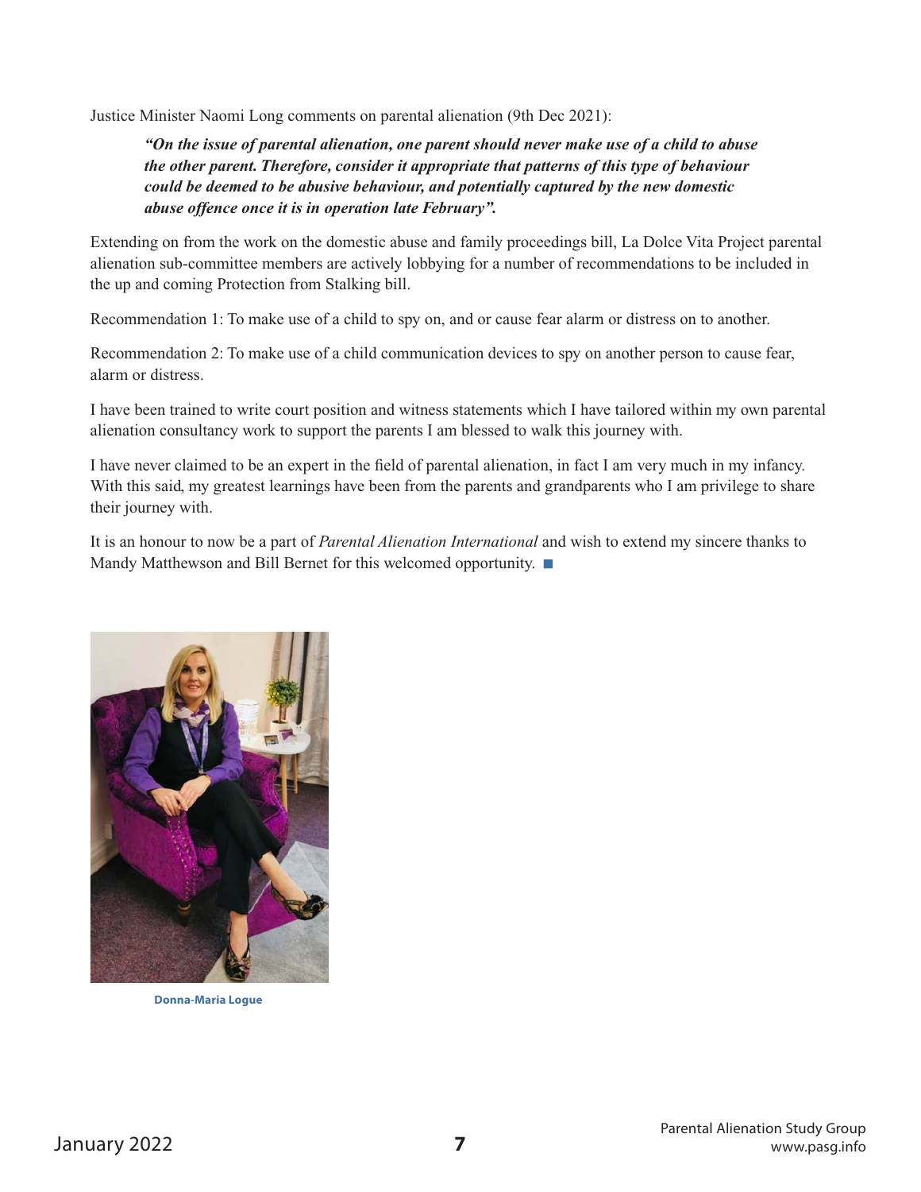Justice Minister Naomi Long comments on parental alienation (9th Dec 2021):

> ***"On the issue of parental alienation, one parent should never make use of a child to abuse the other parent. Therefore, consider it appropriate that patterns of this type of behaviour could be deemed to be abusive behaviour, and potentially captured by the new domestic abuse offence once it is in operation late February".***

Extending on from the work on the domestic abuse and family proceedings bill, La Dolce Vita Project parental alienation sub-committee members are actively lobbying for a number of recommendations to be included in the up and coming Protection from Stalking bill.

Recommendation 1: To make use of a child to spy on, and or cause fear alarm or distress on to another.

Recommendation 2: To make use of a child communication devices to spy on another person to cause fear, alarm or distress.

I have been trained to write court position and witness statements which I have tailored within my own parental alienation consultancy work to support the parents I am blessed to walk this journey with.

I have never claimed to be an expert in the field of parental alienation, in fact I am very much in my infancy. With this said, my greatest learnings have been from the parents and grandparents who I am privilege to share their journey with.

It is an honour to now be a part of *Parental Alienation International* and wish to extend my sincere thanks to Mandy Matthewson and Bill Bernet for this welcomed opportunity. ■

Donna-Maria Logue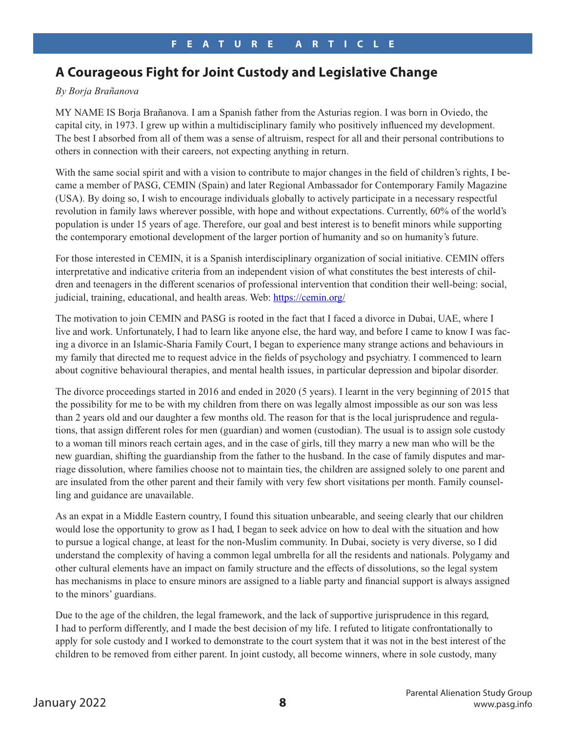FEATURE ARTICLE

## A Courageous Fight for Joint Custody and Legislative Change

*By Borja Brañanova*

MY NAME IS Borja Brañanova. I am a Spanish father from the Asturias region. I was born in Oviedo, the capital city, in 1973. I grew up within a multidisciplinary family who positively influenced my development. The best I absorbed from all of them was a sense of altruism, respect for all and their personal contributions to others in connection with their careers, not expecting anything in return.

With the same social spirit and with a vision to contribute to major changes in the field of children's rights, I became a member of PASG, CEMIN (Spain) and later Regional Ambassador for Contemporary Family Magazine (USA). By doing so, I wish to encourage individuals globally to actively participate in a necessary respectful revolution in family laws wherever possible, with hope and without expectations. Currently, 60% of the world's population is under 15 years of age. Therefore, our goal and best interest is to benefit minors while supporting the contemporary emotional development of the larger portion of humanity and so on humanity's future.

For those interested in CEMIN, it is a Spanish interdisciplinary organization of social initiative. CEMIN offers interpretative and indicative criteria from an independent vision of what constitutes the best interests of children and teenagers in the different scenarios of professional intervention that condition their well-being: social, judicial, training, educational, and health areas. Web: [https://cemin.org/](https://cemin.org/)

The motivation to join CEMIN and PASG is rooted in the fact that I faced a divorce in Dubai, UAE, where I live and work. Unfortunately, I had to learn like anyone else, the hard way, and before I came to know I was facing a divorce in an Islamic-Sharia Family Court, I began to experience many strange actions and behaviours in my family that directed me to request advice in the fields of psychology and psychiatry. I commenced to learn about cognitive behavioural therapies, and mental health issues, in particular depression and bipolar disorder.

The divorce proceedings started in 2016 and ended in 2020 (5 years). I learnt in the very beginning of 2015 that the possibility for me to be with my children from there on was legally almost impossible as our son was less than 2 years old and our daughter a few months old. The reason for that is the local jurisprudence and regulations, that assign different roles for men (guardian) and women (custodian). The usual is to assign sole custody to a woman till minors reach certain ages, and in the case of girls, till they marry a new man who will be the new guardian, shifting the guardianship from the father to the husband. In the case of family disputes and marriage dissolution, where families choose not to maintain ties, the children are assigned solely to one parent and are insulated from the other parent and their family with very few short visitations per month. Family counselling and guidance are unavailable.

As an expat in a Middle Eastern country, I found this situation unbearable, and seeing clearly that our children would lose the opportunity to grow as I had, I began to seek advice on how to deal with the situation and how to pursue a logical change, at least for the non-Muslim community. In Dubai, society is very diverse, so I did understand the complexity of having a common legal umbrella for all the residents and nationals. Polygamy and other cultural elements have an impact on family structure and the effects of dissolutions, so the legal system has mechanisms in place to ensure minors are assigned to a liable party and financial support is always assigned to the minors' guardians.

Due to the age of the children, the legal framework, and the lack of supportive jurisprudence in this regard, I had to perform differently, and I made the best decision of my life. I refuted to litigate confrontationally to apply for sole custody and I worked to demonstrate to the court system that it was not in the best interest of the children to be removed from either parent. In joint custody, all become winners, where in sole custody, many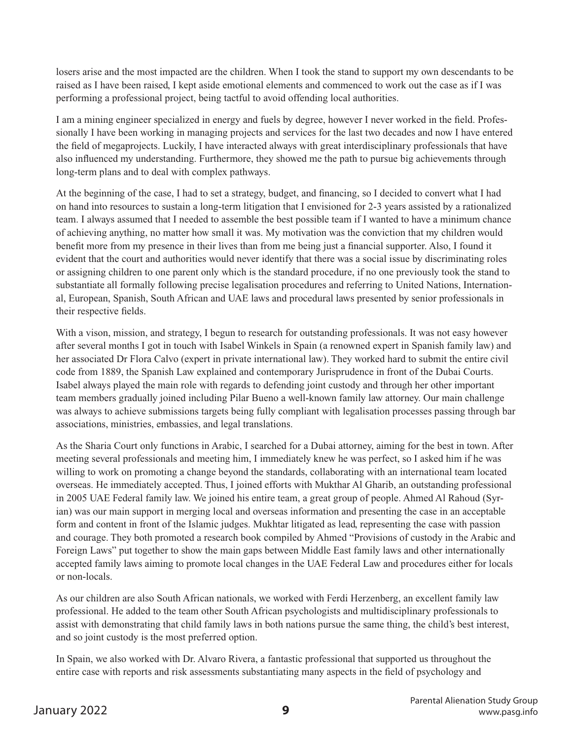losers arise and the most impacted are the children. When I took the stand to support my own descendants to be raised as I have been raised, I kept aside emotional elements and commenced to work out the case as if I was performing a professional project, being tactful to avoid offending local authorities.

I am a mining engineer specialized in energy and fuels by degree, however I never worked in the field. Professionally I have been working in managing projects and services for the last two decades and now I have entered the field of megaprojects. Luckily, I have interacted always with great interdisciplinary professionals that have also influenced my understanding. Furthermore, they showed me the path to pursue big achievements through long-term plans and to deal with complex pathways.

At the beginning of the case, I had to set a strategy, budget, and financing, so I decided to convert what I had on hand into resources to sustain a long-term litigation that I envisioned for 2-3 years assisted by a rationalized team. I always assumed that I needed to assemble the best possible team if I wanted to have a minimum chance of achieving anything, no matter how small it was. My motivation was the conviction that my children would benefit more from my presence in their lives than from me being just a financial supporter. Also, I found it evident that the court and authorities would never identify that there was a social issue by discriminating roles or assigning children to one parent only which is the standard procedure, if no one previously took the stand to substantiate all formally following precise legalisation procedures and referring to United Nations, International, European, Spanish, South African and UAE laws and procedural laws presented by senior professionals in their respective fields.

With a vison, mission, and strategy, I begun to research for outstanding professionals. It was not easy however after several months I got in touch with Isabel Winkels in Spain (a renowned expert in Spanish family law) and her associated Dr Flora Calvo (expert in private international law). They worked hard to submit the entire civil code from 1889, the Spanish Law explained and contemporary Jurisprudence in front of the Dubai Courts. Isabel always played the main role with regards to defending joint custody and through her other important team members gradually joined including Pilar Bueno a well-known family law attorney. Our main challenge was always to achieve submissions targets being fully compliant with legalisation processes passing through bar associations, ministries, embassies, and legal translations.

As the Sharia Court only functions in Arabic, I searched for a Dubai attorney, aiming for the best in town. After meeting several professionals and meeting him, I immediately knew he was perfect, so I asked him if he was willing to work on promoting a change beyond the standards, collaborating with an international team located overseas. He immediately accepted. Thus, I joined efforts with Mukthar Al Gharib, an outstanding professional in 2005 UAE Federal family law. We joined his entire team, a great group of people. Ahmed Al Rahoud (Syrian) was our main support in merging local and overseas information and presenting the case in an acceptable form and content in front of the Islamic judges. Mukhtar litigated as lead, representing the case with passion and courage. They both promoted a research book compiled by Ahmed "Provisions of custody in the Arabic and Foreign Laws" put together to show the main gaps between Middle East family laws and other internationally accepted family laws aiming to promote local changes in the UAE Federal Law and procedures either for locals or non-locals.

As our children are also South African nationals, we worked with Ferdi Herzenberg, an excellent family law professional. He added to the team other South African psychologists and multidisciplinary professionals to assist with demonstrating that child family laws in both nations pursue the same thing, the child's best interest, and so joint custody is the most preferred option.

In Spain, we also worked with Dr. Alvaro Rivera, a fantastic professional that supported us throughout the entire case with reports and risk assessments substantiating many aspects in the field of psychology and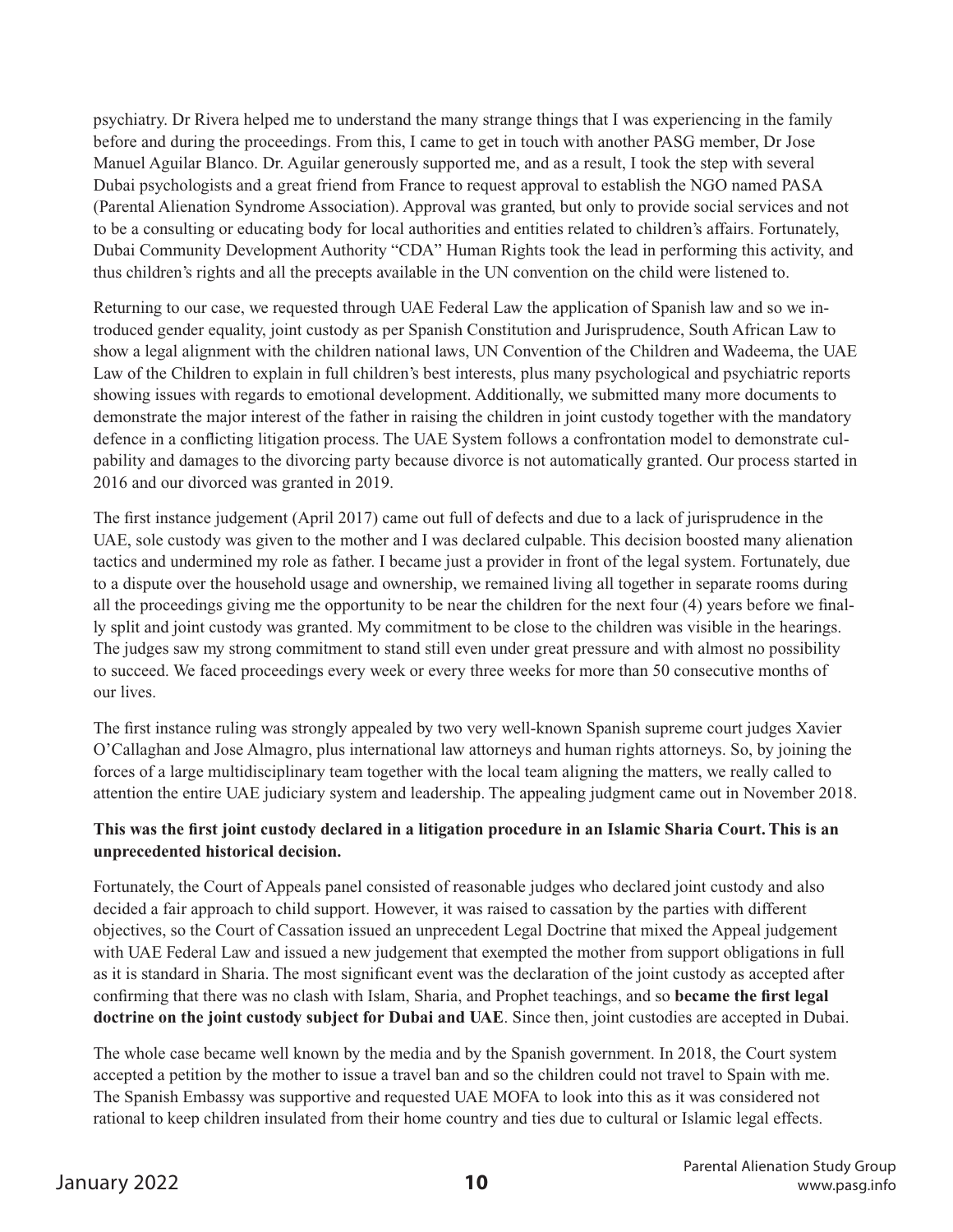psychiatry. Dr Rivera helped me to understand the many strange things that I was experiencing in the family before and during the proceedings. From this, I came to get in touch with another PASG member, Dr Jose Manuel Aguilar Blanco. Dr. Aguilar generously supported me, and as a result, I took the step with several Dubai psychologists and a great friend from France to request approval to establish the NGO named PASA (Parental Alienation Syndrome Association). Approval was granted, but only to provide social services and not to be a consulting or educating body for local authorities and entities related to children's affairs. Fortunately, Dubai Community Development Authority "CDA" Human Rights took the lead in performing this activity, and thus children's rights and all the precepts available in the UN convention on the child were listened to.

Returning to our case, we requested through UAE Federal Law the application of Spanish law and so we introduced gender equality, joint custody as per Spanish Constitution and Jurisprudence, South African Law to show a legal alignment with the children national laws, UN Convention of the Children and Wadeema, the UAE Law of the Children to explain in full children's best interests, plus many psychological and psychiatric reports showing issues with regards to emotional development. Additionally, we submitted many more documents to demonstrate the major interest of the father in raising the children in joint custody together with the mandatory defence in a conflicting litigation process. The UAE System follows a confrontation model to demonstrate culpability and damages to the divorcing party because divorce is not automatically granted. Our process started in 2016 and our divorced was granted in 2019.

The first instance judgement (April 2017) came out full of defects and due to a lack of jurisprudence in the UAE, sole custody was given to the mother and I was declared culpable. This decision boosted many alienation tactics and undermined my role as father. I became just a provider in front of the legal system. Fortunately, due to a dispute over the household usage and ownership, we remained living all together in separate rooms during all the proceedings giving me the opportunity to be near the children for the next four (4) years before we finally split and joint custody was granted. My commitment to be close to the children was visible in the hearings. The judges saw my strong commitment to stand still even under great pressure and with almost no possibility to succeed. We faced proceedings every week or every three weeks for more than 50 consecutive months of our lives.

The first instance ruling was strongly appealed by two very well-known Spanish supreme court judges Xavier O'Callaghan and Jose Almagro, plus international law attorneys and human rights attorneys. So, by joining the forces of a large multidisciplinary team together with the local team aligning the matters, we really called to attention the entire UAE judiciary system and leadership. The appealing judgment came out in November 2018.

**This was the first joint custody declared in a litigation procedure in an Islamic Sharia Court. This is an unprecedented historical decision.**

Fortunately, the Court of Appeals panel consisted of reasonable judges who declared joint custody and also decided a fair approach to child support. However, it was raised to cassation by the parties with different objectives, so the Court of Cassation issued an unprecedent Legal Doctrine that mixed the Appeal judgement with UAE Federal Law and issued a new judgement that exempted the mother from support obligations in full as it is standard in Sharia. The most significant event was the declaration of the joint custody as accepted after confirming that there was no clash with Islam, Sharia, and Prophet teachings, and so **became the first legal doctrine on the joint custody subject for Dubai and UAE**. Since then, joint custodies are accepted in Dubai.

The whole case became well known by the media and by the Spanish government. In 2018, the Court system accepted a petition by the mother to issue a travel ban and so the children could not travel to Spain with me. The Spanish Embassy was supportive and requested UAE MOFA to look into this as it was considered not rational to keep children insulated from their home country and ties due to cultural or Islamic legal effects.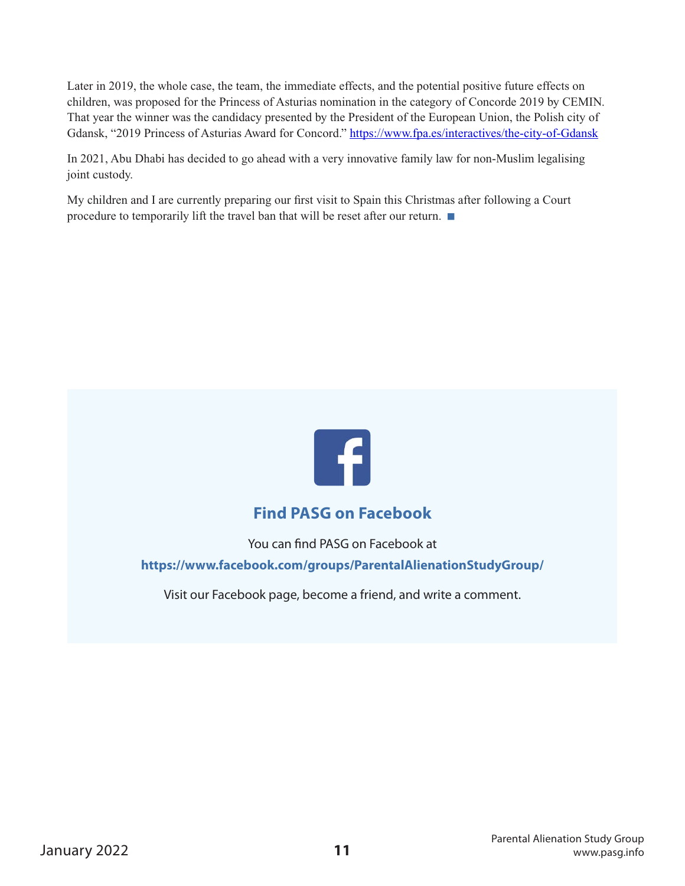Later in 2019, the whole case, the team, the immediate effects, and the potential positive future effects on children, was proposed for the Princess of Asturias nomination in the category of Concorde 2019 by CEMIN. That year the winner was the candidacy presented by the President of the European Union, the Polish city of Gdansk, "2019 Princess of Asturias Award for Concord." https://www.fpa.es/interactives/the-city-of-Gdansk

In 2021, Abu Dhabi has decided to go ahead with a very innovative family law for non-Muslim legalising joint custody.

My children and I are currently preparing our first visit to Spain this Christmas after following a Court procedure to temporarily lift the travel ban that will be reset after our return. ■

## Find PASG on Facebook

You can find PASG on Facebook at

**https://www.facebook.com/groups/ParentalAlienationStudyGroup/**

Visit our Facebook page, become a friend, and write a comment.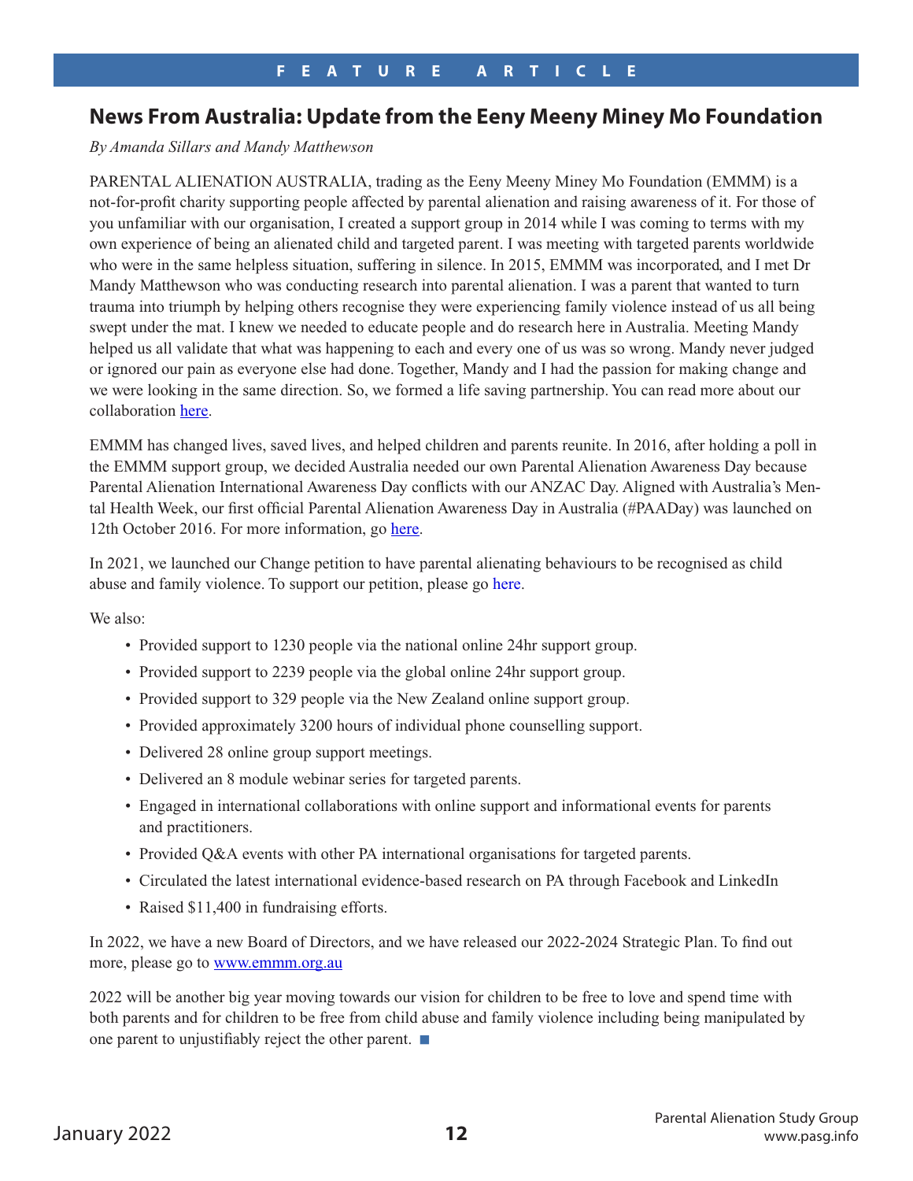FEATURE ARTICLE

## News From Australia: Update from the Eeny Meeny Miney Mo Foundation

*By Amanda Sillars and Mandy Matthewson*

PARENTAL ALIENATION AUSTRALIA, trading as the Eeny Meeny Miney Mo Foundation (EMMM) is a not-for-profit charity supporting people affected by parental alienation and raising awareness of it. For those of you unfamiliar with our organisation, I created a support group in 2014 while I was coming to terms with my own experience of being an alienated child and targeted parent. I was meeting with targeted parents worldwide who were in the same helpless situation, suffering in silence. In 2015, EMMM was incorporated, and I met Dr Mandy Matthewson who was conducting research into parental alienation. I was a parent that wanted to turn trauma into triumph by helping others recognise they were experiencing family violence instead of us all being swept under the mat. I knew we needed to educate people and do research here in Australia. Meeting Mandy helped us all validate that what was happening to each and every one of us was so wrong. Mandy never judged or ignored our pain as everyone else had done. Together, Mandy and I had the passion for making change and we were looking in the same direction. So, we formed a life saving partnership. You can read more about our collaboration here.

EMMM has changed lives, saved lives, and helped children and parents reunite. In 2016, after holding a poll in the EMMM support group, we decided Australia needed our own Parental Alienation Awareness Day because Parental Alienation International Awareness Day conflicts with our ANZAC Day. Aligned with Australia's Mental Health Week, our first official Parental Alienation Awareness Day in Australia (#PAADay) was launched on 12th October 2016. For more information, go here.

In 2021, we launched our Change petition to have parental alienating behaviours to be recognised as child abuse and family violence. To support our petition, please go here.

We also:

- Provided support to 1230 people via the national online 24hr support group.
- Provided support to 2239 people via the global online 24hr support group.
- Provided support to 329 people via the New Zealand online support group.
- Provided approximately 3200 hours of individual phone counselling support.
- Delivered 28 online group support meetings.
- Delivered an 8 module webinar series for targeted parents.
- Engaged in international collaborations with online support and informational events for parents and practitioners.
- Provided Q&A events with other PA international organisations for targeted parents.
- Circulated the latest international evidence-based research on PA through Facebook and LinkedIn
- Raised $11,400 in fundraising efforts.

In 2022, we have a new Board of Directors, and we have released our 2022-2024 Strategic Plan. To find out more, please go to www.emmm.org.au

2022 will be another big year moving towards our vision for children to be free to love and spend time with both parents and for children to be free from child abuse and family violence including being manipulated by one parent to unjustifiably reject the other parent. ■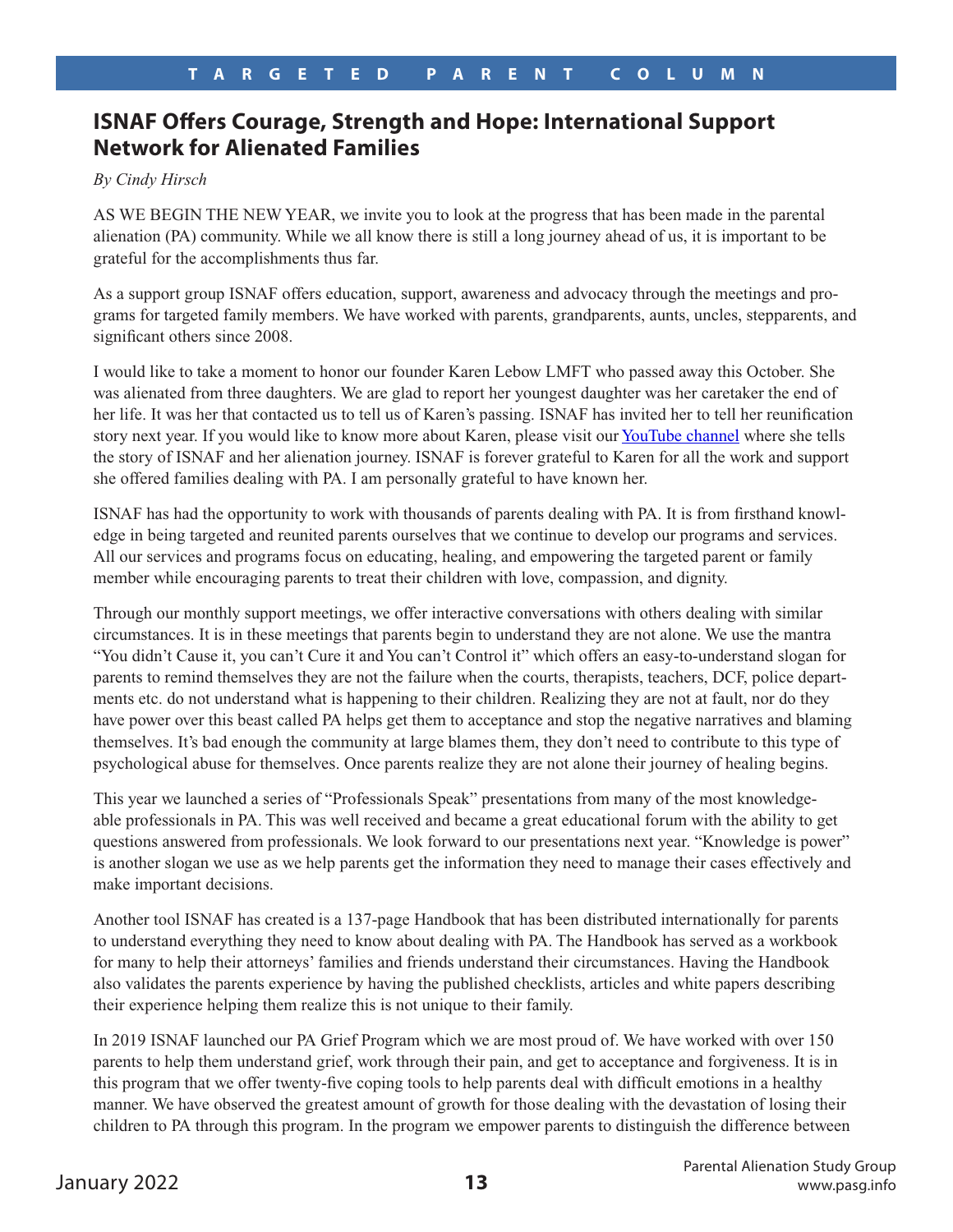# ISNAF Offers Courage, Strength and Hope: International Support Network for Alienated Families

*By Cindy Hirsch*

AS WE BEGIN THE NEW YEAR, we invite you to look at the progress that has been made in the parental alienation (PA) community. While we all know there is still a long journey ahead of us, it is important to be grateful for the accomplishments thus far.

As a support group ISNAF offers education, support, awareness and advocacy through the meetings and programs for targeted family members. We have worked with parents, grandparents, aunts, uncles, stepparents, and significant others since 2008.

I would like to take a moment to honor our founder Karen Lebow LMFT who passed away this October. She was alienated from three daughters. We are glad to report her youngest daughter was her caretaker the end of her life. It was her that contacted us to tell us of Karen's passing. ISNAF has invited her to tell her reunification story next year. If you would like to know more about Karen, please visit our YouTube channel where she tells the story of ISNAF and her alienation journey. ISNAF is forever grateful to Karen for all the work and support she offered families dealing with PA. I am personally grateful to have known her.

ISNAF has had the opportunity to work with thousands of parents dealing with PA. It is from firsthand knowledge in being targeted and reunited parents ourselves that we continue to develop our programs and services. All our services and programs focus on educating, healing, and empowering the targeted parent or family member while encouraging parents to treat their children with love, compassion, and dignity.

Through our monthly support meetings, we offer interactive conversations with others dealing with similar circumstances. It is in these meetings that parents begin to understand they are not alone. We use the mantra "You didn't Cause it, you can't Cure it and You can't Control it" which offers an easy-to-understand slogan for parents to remind themselves they are not the failure when the courts, therapists, teachers, DCF, police departments etc. do not understand what is happening to their children. Realizing they are not at fault, nor do they have power over this beast called PA helps get them to acceptance and stop the negative narratives and blaming themselves. It's bad enough the community at large blames them, they don't need to contribute to this type of psychological abuse for themselves. Once parents realize they are not alone their journey of healing begins.

This year we launched a series of "Professionals Speak" presentations from many of the most knowledgeable professionals in PA. This was well received and became a great educational forum with the ability to get questions answered from professionals. We look forward to our presentations next year. "Knowledge is power" is another slogan we use as we help parents get the information they need to manage their cases effectively and make important decisions.

Another tool ISNAF has created is a 137-page Handbook that has been distributed internationally for parents to understand everything they need to know about dealing with PA. The Handbook has served as a workbook for many to help their attorneys' families and friends understand their circumstances. Having the Handbook also validates the parents experience by having the published checklists, articles and white papers describing their experience helping them realize this is not unique to their family.

In 2019 ISNAF launched our PA Grief Program which we are most proud of. We have worked with over 150 parents to help them understand grief, work through their pain, and get to acceptance and forgiveness. It is in this program that we offer twenty-five coping tools to help parents deal with difficult emotions in a healthy manner. We have observed the greatest amount of growth for those dealing with the devastation of losing their children to PA through this program. In the program we empower parents to distinguish the difference between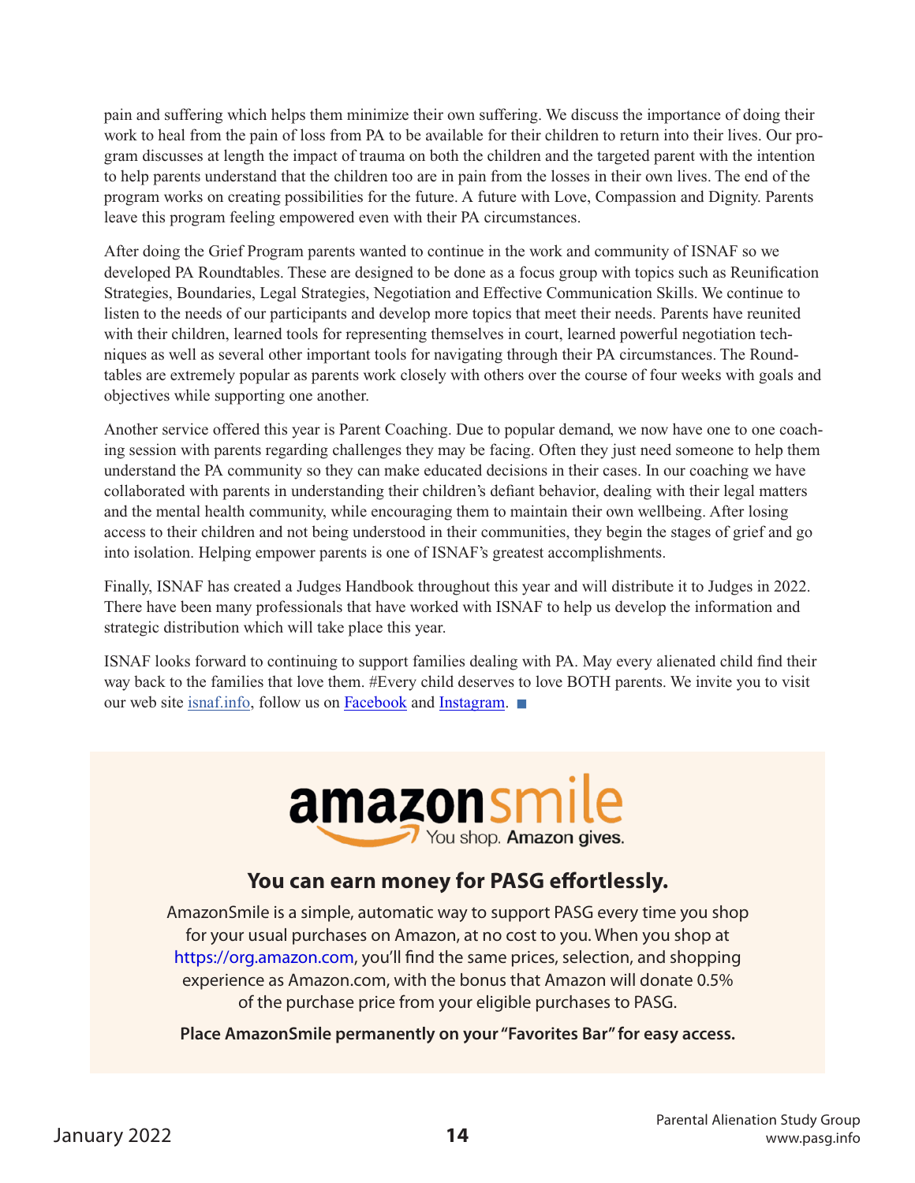pain and suffering which helps them minimize their own suffering. We discuss the importance of doing their work to heal from the pain of loss from PA to be available for their children to return into their lives. Our program discusses at length the impact of trauma on both the children and the targeted parent with the intention to help parents understand that the children too are in pain from the losses in their own lives. The end of the program works on creating possibilities for the future. A future with Love, Compassion and Dignity. Parents leave this program feeling empowered even with their PA circumstances.

After doing the Grief Program parents wanted to continue in the work and community of ISNAF so we developed PA Roundtables. These are designed to be done as a focus group with topics such as Reunification Strategies, Boundaries, Legal Strategies, Negotiation and Effective Communication Skills. We continue to listen to the needs of our participants and develop more topics that meet their needs. Parents have reunited with their children, learned tools for representing themselves in court, learned powerful negotiation techniques as well as several other important tools for navigating through their PA circumstances. The Roundtables are extremely popular as parents work closely with others over the course of four weeks with goals and objectives while supporting one another.

Another service offered this year is Parent Coaching. Due to popular demand, we now have one to one coaching session with parents regarding challenges they may be facing. Often they just need someone to help them understand the PA community so they can make educated decisions in their cases. In our coaching we have collaborated with parents in understanding their children's defiant behavior, dealing with their legal matters and the mental health community, while encouraging them to maintain their own wellbeing. After losing access to their children and not being understood in their communities, they begin the stages of grief and go into isolation. Helping empower parents is one of ISNAF's greatest accomplishments.

Finally, ISNAF has created a Judges Handbook throughout this year and will distribute it to Judges in 2022. There have been many professionals that have worked with ISNAF to help us develop the information and strategic distribution which will take place this year.

ISNAF looks forward to continuing to support families dealing with PA. May every alienated child find their way back to the families that love them. #Every child deserves to love BOTH parents. We invite you to visit our web site [isnaf.info](isnaf.info), follow us on Facebook and Instagram. ■

**amazonsmile**
You shop. **Amazon gives.**

### You can earn money for PASG effortlessly.

AmazonSmile is a simple, automatic way to support PASG every time you shop for your usual purchases on Amazon, at no cost to you. When you shop at https://org.amazon.com, you'll find the same prices, selection, and shopping experience as Amazon.com, with the bonus that Amazon will donate 0.5% of the purchase price from your eligible purchases to PASG.

**Place AmazonSmile permanently on your "Favorites Bar" for easy access.**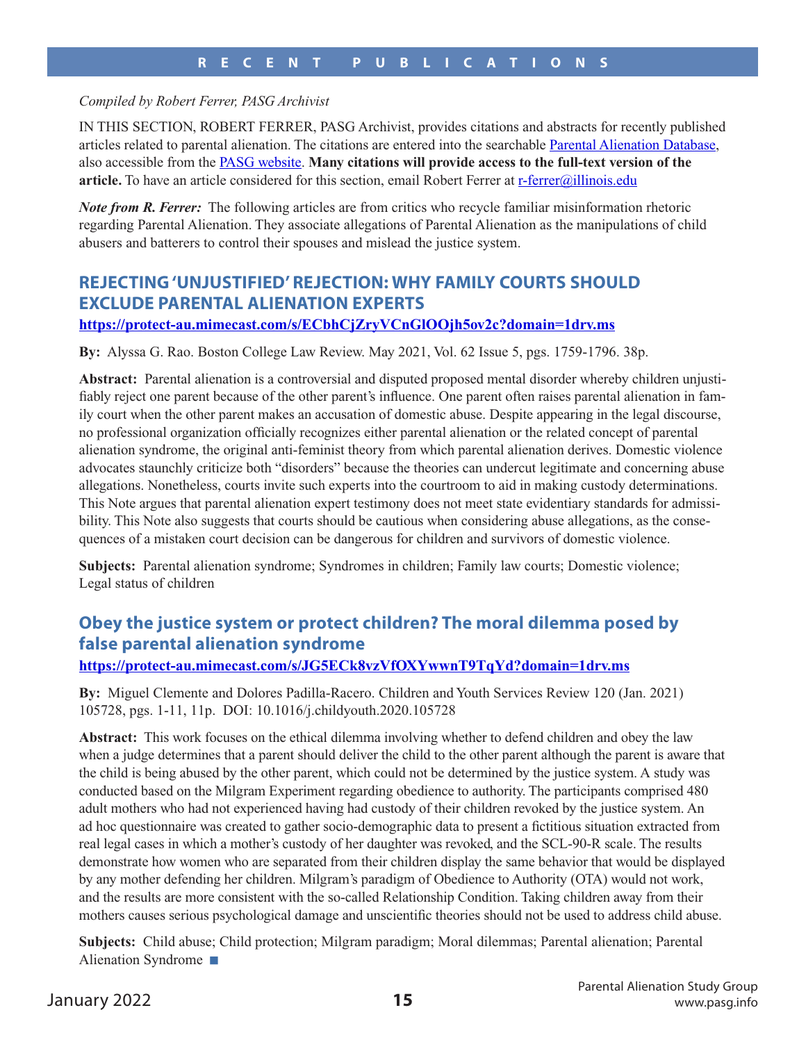# RECENT PUBLICATIONS

*Compiled by Robert Ferrer, PASG Archivist*

IN THIS SECTION, ROBERT FERRER, PASG Archivist, provides citations and abstracts for recently published articles related to parental alienation. The citations are entered into the searchable [Parental Alienation Database](), also accessible from the [PASG website](). **Many citations will provide access to the full-text version of the article.** To have an article considered for this section, email Robert Ferrer at [r-ferrer@illinois.edu]()

***Note from R. Ferrer:*** The following articles are from critics who recycle familiar misinformation rhetoric regarding Parental Alienation. They associate allegations of Parental Alienation as the manipulations of child abusers and batterers to control their spouses and mislead the justice system.

## REJECTING 'UNJUSTIFIED' REJECTION: WHY FAMILY COURTS SHOULD EXCLUDE PARENTAL ALIENATION EXPERTS

**https://protect-au.mimecast.com/s/ECbhCjZryVCnGlOOjh5ov2c?domain=1drv.ms**

**By:** Alyssa G. Rao. Boston College Law Review. May 2021, Vol. 62 Issue 5, pgs. 1759-1796. 38p.

**Abstract:** Parental alienation is a controversial and disputed proposed mental disorder whereby children unjustifiably reject one parent because of the other parent's influence. One parent often raises parental alienation in family court when the other parent makes an accusation of domestic abuse. Despite appearing in the legal discourse, no professional organization officially recognizes either parental alienation or the related concept of parental alienation syndrome, the original anti-feminist theory from which parental alienation derives. Domestic violence advocates staunchly criticize both "disorders" because the theories can undercut legitimate and concerning abuse allegations. Nonetheless, courts invite such experts into the courtroom to aid in making custody determinations. This Note argues that parental alienation expert testimony does not meet state evidentiary standards for admissibility. This Note also suggests that courts should be cautious when considering abuse allegations, as the consequences of a mistaken court decision can be dangerous for children and survivors of domestic violence.

**Subjects:** Parental alienation syndrome; Syndromes in children; Family law courts; Domestic violence; Legal status of children

## Obey the justice system or protect children? The moral dilemma posed by false parental alienation syndrome

**https://protect-au.mimecast.com/s/JG5ECk8vzVfOXYwwnT9TqYd?domain=1drv.ms**

**By:** Miguel Clemente and Dolores Padilla-Racero. Children and Youth Services Review 120 (Jan. 2021) 105728, pgs. 1-11, 11p. DOI: 10.1016/j.childyouth.2020.105728

**Abstract:** This work focuses on the ethical dilemma involving whether to defend children and obey the law when a judge determines that a parent should deliver the child to the other parent although the parent is aware that the child is being abused by the other parent, which could not be determined by the justice system. A study was conducted based on the Milgram Experiment regarding obedience to authority. The participants comprised 480 adult mothers who had not experienced having had custody of their children revoked by the justice system. An ad hoc questionnaire was created to gather socio-demographic data to present a fictitious situation extracted from real legal cases in which a mother's custody of her daughter was revoked, and the SCL-90-R scale. The results demonstrate how women who are separated from their children display the same behavior that would be displayed by any mother defending her children. Milgram's paradigm of Obedience to Authority (OTA) would not work, and the results are more consistent with the so-called Relationship Condition. Taking children away from their mothers causes serious psychological damage and unscientific theories should not be used to address child abuse.

**Subjects:** Child abuse; Child protection; Milgram paradigm; Moral dilemmas; Parental alienation; Parental Alienation Syndrome ■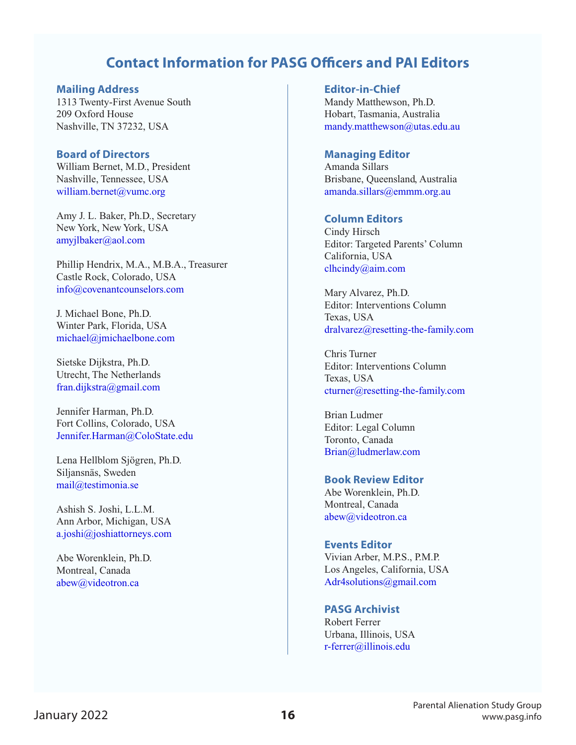# Contact Information for PASG Officers and PAI Editors

## Mailing Address

1313 Twenty-First Avenue South
209 Oxford House
Nashville, TN 37232, USA

## Board of Directors

William Bernet, M.D., President
Nashville, Tennessee, USA
william.bernet@vumc.org

Amy J. L. Baker, Ph.D., Secretary
New York, New York, USA
amyjlbaker@aol.com

Phillip Hendrix, M.A., M.B.A., Treasurer
Castle Rock, Colorado, USA
info@covenantcounselors.com

J. Michael Bone, Ph.D.
Winter Park, Florida, USA
michael@jmichaelbone.com

Sietske Dijkstra, Ph.D.
Utrecht, The Netherlands
fran.dijkstra@gmail.com

Jennifer Harman, Ph.D.
Fort Collins, Colorado, USA
Jennifer.Harman@ColoState.edu

Lena Hellblom Sjögren, Ph.D.
Siljansnäs, Sweden
mail@testimonia.se

Ashish S. Joshi, L.L.M.
Ann Arbor, Michigan, USA
a.joshi@joshiattorneys.com

Abe Worenklein, Ph.D.
Montreal, Canada
abew@videotron.ca

## Editor-in-Chief

Mandy Matthewson, Ph.D.
Hobart, Tasmania, Australia
mandy.matthewson@utas.edu.au

## Managing Editor

Amanda Sillars
Brisbane, Queensland, Australia
amanda.sillars@emmm.org.au

## Column Editors

Cindy Hirsch
Editor: Targeted Parents' Column
California, USA
clhcindy@aim.com

Mary Alvarez, Ph.D.
Editor: Interventions Column
Texas, USA
dralvarez@resetting-the-family.com

Chris Turner
Editor: Interventions Column
Texas, USA
cturner@resetting-the-family.com

Brian Ludmer
Editor: Legal Column
Toronto, Canada
Brian@ludmerlaw.com

## Book Review Editor

Abe Worenklein, Ph.D.
Montreal, Canada
abew@videotron.ca

## Events Editor

Vivian Arber, M.P.S., P.M.P.
Los Angeles, California, USA
Adr4solutions@gmail.com

## PASG Archivist

Robert Ferrer
Urbana, Illinois, USA
r-ferrer@illinois.edu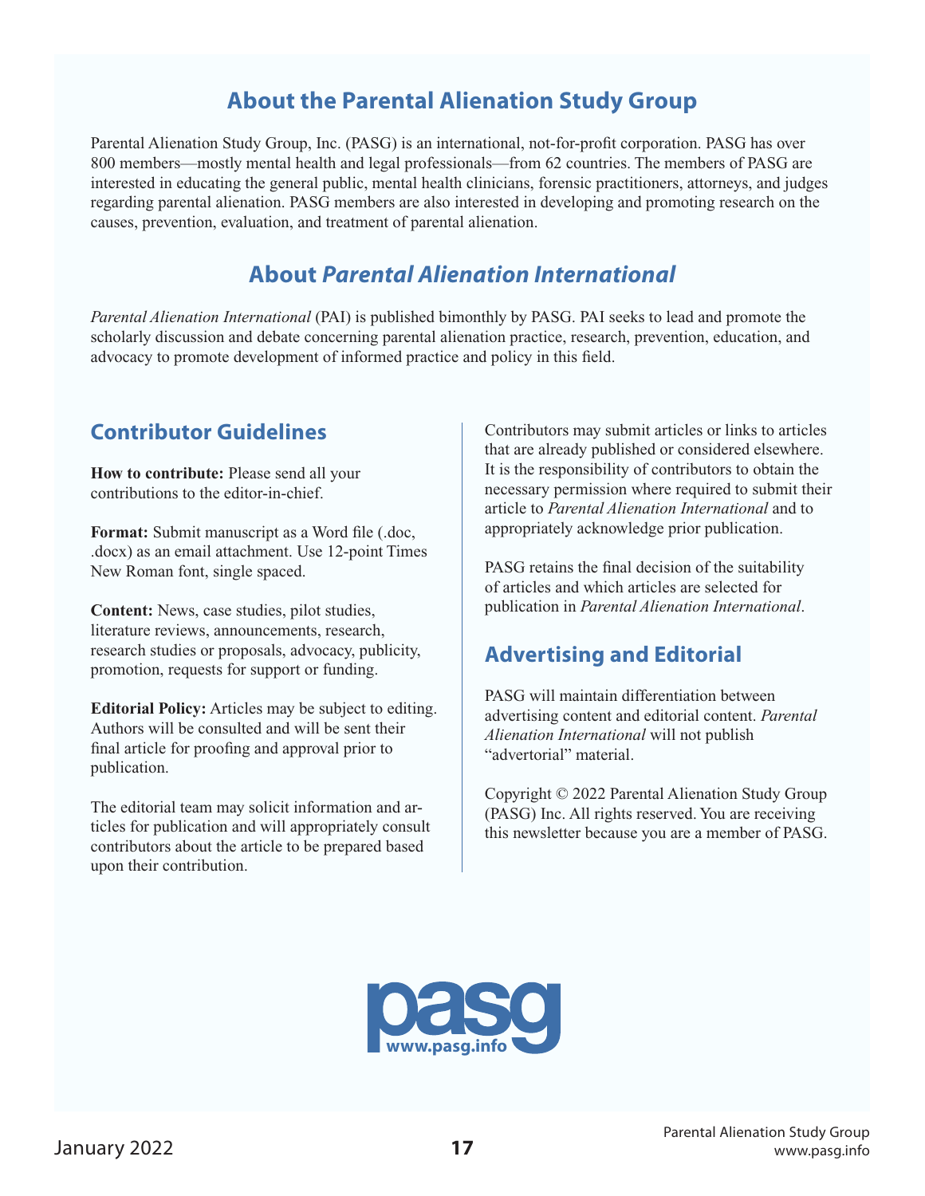## About the Parental Alienation Study Group

Parental Alienation Study Group, Inc. (PASG) is an international, not-for-profit corporation. PASG has over 800 members—mostly mental health and legal professionals—from 62 countries. The members of PASG are interested in educating the general public, mental health clinicians, forensic practitioners, attorneys, and judges regarding parental alienation. PASG members are also interested in developing and promoting research on the causes, prevention, evaluation, and treatment of parental alienation.

## About *Parental Alienation International*

*Parental Alienation International* (PAI) is published bimonthly by PASG. PAI seeks to lead and promote the scholarly discussion and debate concerning parental alienation practice, research, prevention, education, and advocacy to promote development of informed practice and policy in this field.

## Contributor Guidelines

**How to contribute:** Please send all your contributions to the editor-in-chief.

**Format:** Submit manuscript as a Word file (.doc, .docx) as an email attachment. Use 12-point Times New Roman font, single spaced.

**Content:** News, case studies, pilot studies, literature reviews, announcements, research, research studies or proposals, advocacy, publicity, promotion, requests for support or funding.

**Editorial Policy:** Articles may be subject to editing. Authors will be consulted and will be sent their final article for proofing and approval prior to publication.

The editorial team may solicit information and articles for publication and will appropriately consult contributors about the article to be prepared based upon their contribution.

Contributors may submit articles or links to articles that are already published or considered elsewhere. It is the responsibility of contributors to obtain the necessary permission where required to submit their article to *Parental Alienation International* and to appropriately acknowledge prior publication.

PASG retains the final decision of the suitability of articles and which articles are selected for publication in *Parental Alienation International*.

## Advertising and Editorial

PASG will maintain differentiation between advertising content and editorial content. *Parental Alienation International* will not publish “advertorial” material.

Copyright © 2022 Parental Alienation Study Group (PASG) Inc. All rights reserved. You are receiving this newsletter because you are a member of PASG.

pasg
www.pasg.info